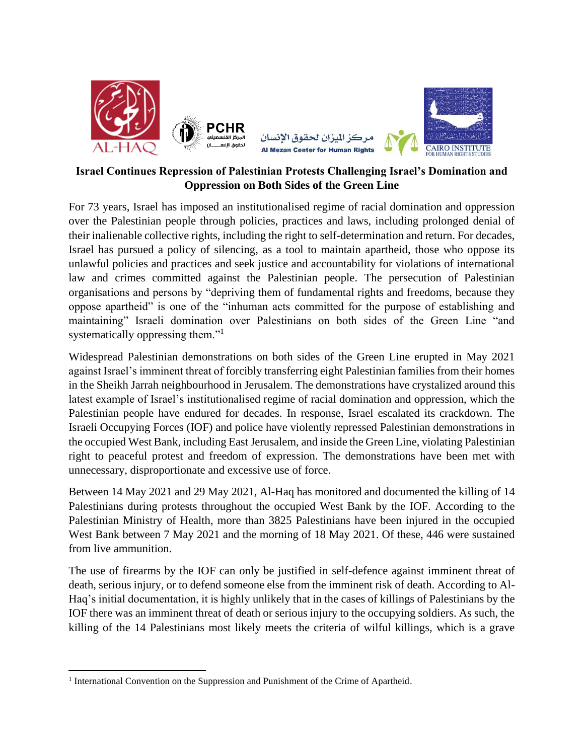AL-HAQ

PCHR
المركز الفلسطيني لحقوق الإنسان

مركز الميزان لحقوق الإنسان
Al Mezan Center for Human Rights

CAIRO INSTITUTE FOR HUMAN RIGHTS STUDIES

**Israel Continues Repression of Palestinian Protests Challenging Israel's Domination and Oppression on Both Sides of the Green Line**

For 73 years, Israel has imposed an institutionalised regime of racial domination and oppression over the Palestinian people through policies, practices and laws, including prolonged denial of their inalienable collective rights, including the right to self-determination and return. For decades, Israel has pursued a policy of silencing, as a tool to maintain apartheid, those who oppose its unlawful policies and practices and seek justice and accountability for violations of international law and crimes committed against the Palestinian people. The persecution of Palestinian organisations and persons by "depriving them of fundamental rights and freedoms, because they oppose apartheid" is one of the "inhuman acts committed for the purpose of establishing and maintaining" Israeli domination over Palestinians on both sides of the Green Line "and systematically oppressing them."[1]

Widespread Palestinian demonstrations on both sides of the Green Line erupted in May 2021 against Israel's imminent threat of forcibly transferring eight Palestinian families from their homes in the Sheikh Jarrah neighbourhood in Jerusalem. The demonstrations have crystalized around this latest example of Israel's institutionalised regime of racial domination and oppression, which the Palestinian people have endured for decades. In response, Israel escalated its crackdown. The Israeli Occupying Forces (IOF) and police have violently repressed Palestinian demonstrations in the occupied West Bank, including East Jerusalem, and inside the Green Line, violating Palestinian right to peaceful protest and freedom of expression. The demonstrations have been met with unnecessary, disproportionate and excessive use of force.

Between 14 May 2021 and 29 May 2021, Al-Haq has monitored and documented the killing of 14 Palestinians during protests throughout the occupied West Bank by the IOF. According to the Palestinian Ministry of Health, more than 3825 Palestinians have been injured in the occupied West Bank between 7 May 2021 and the morning of 18 May 2021. Of these, 446 were sustained from live ammunition.

The use of firearms by the IOF can only be justified in self-defence against imminent threat of death, serious injury, or to defend someone else from the imminent risk of death. According to Al-Haq's initial documentation, it is highly unlikely that in the cases of killings of Palestinians by the IOF there was an imminent threat of death or serious injury to the occupying soldiers. As such, the killing of the 14 Palestinians most likely meets the criteria of wilful killings, which is a grave

[1] International Convention on the Suppression and Punishment of the Crime of Apartheid.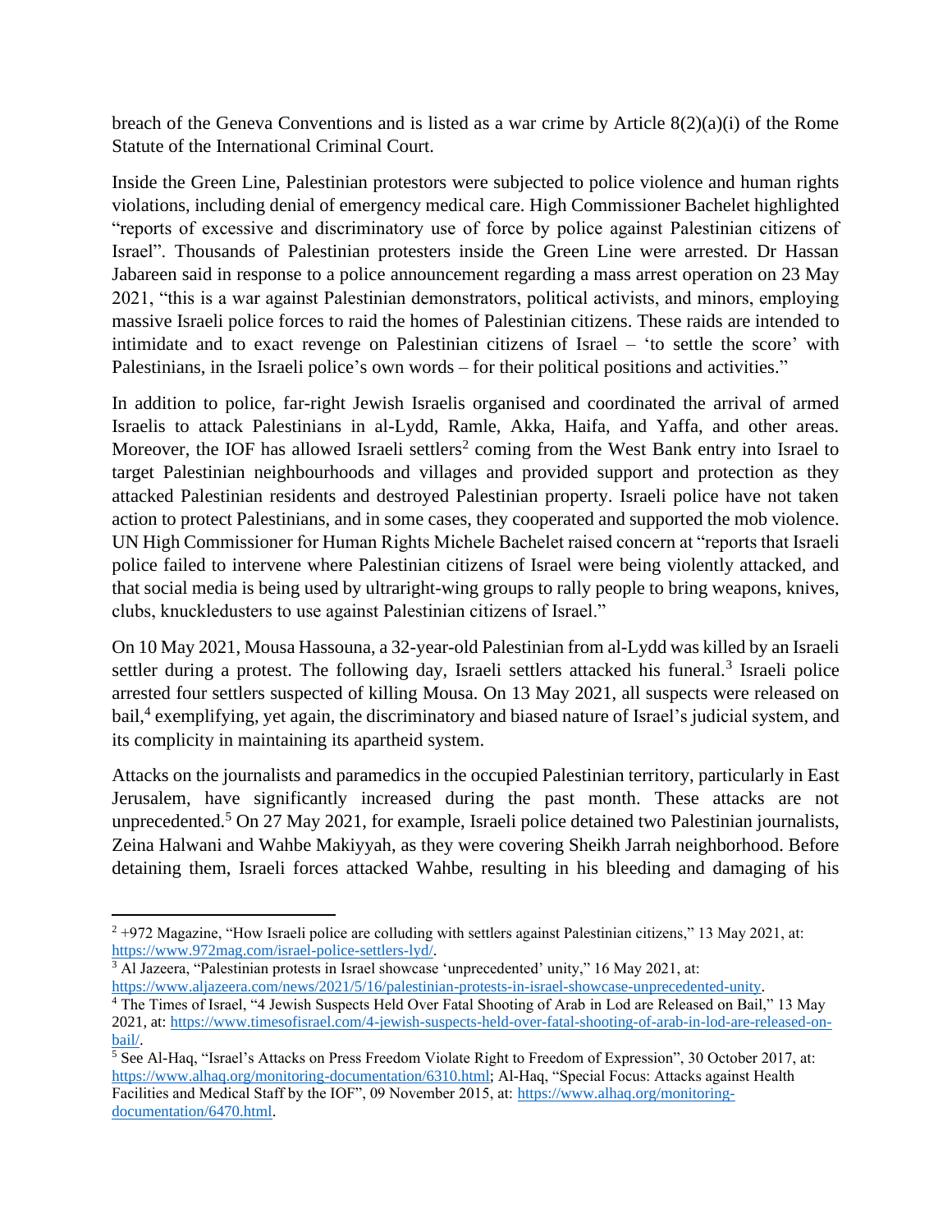breach of the Geneva Conventions and is listed as a war crime by Article 8(2)(a)(i) of the Rome Statute of the International Criminal Court.

Inside the Green Line, Palestinian protestors were subjected to police violence and human rights violations, including denial of emergency medical care. High Commissioner Bachelet highlighted "reports of excessive and discriminatory use of force by police against Palestinian citizens of Israel". Thousands of Palestinian protesters inside the Green Line were arrested. Dr Hassan Jabareen said in response to a police announcement regarding a mass arrest operation on 23 May 2021, "this is a war against Palestinian demonstrators, political activists, and minors, employing massive Israeli police forces to raid the homes of Palestinian citizens. These raids are intended to intimidate and to exact revenge on Palestinian citizens of Israel – 'to settle the score' with Palestinians, in the Israeli police's own words – for their political positions and activities."

In addition to police, far-right Jewish Israelis organised and coordinated the arrival of armed Israelis to attack Palestinians in al-Lydd, Ramle, Akka, Haifa, and Yaffa, and other areas. Moreover, the IOF has allowed Israeli settlers[2] coming from the West Bank entry into Israel to target Palestinian neighbourhoods and villages and provided support and protection as they attacked Palestinian residents and destroyed Palestinian property. Israeli police have not taken action to protect Palestinians, and in some cases, they cooperated and supported the mob violence. UN High Commissioner for Human Rights Michele Bachelet raised concern at "reports that Israeli police failed to intervene where Palestinian citizens of Israel were being violently attacked, and that social media is being used by ultraright-wing groups to rally people to bring weapons, knives, clubs, knuckledusters to use against Palestinian citizens of Israel."

On 10 May 2021, Mousa Hassouna, a 32-year-old Palestinian from al-Lydd was killed by an Israeli settler during a protest. The following day, Israeli settlers attacked his funeral.[3] Israeli police arrested four settlers suspected of killing Mousa. On 13 May 2021, all suspects were released on bail,[4] exemplifying, yet again, the discriminatory and biased nature of Israel's judicial system, and its complicity in maintaining its apartheid system.

Attacks on the journalists and paramedics in the occupied Palestinian territory, particularly in East Jerusalem, have significantly increased during the past month. These attacks are not unprecedented.[5] On 27 May 2021, for example, Israeli police detained two Palestinian journalists, Zeina Halwani and Wahbe Makiyyah, as they were covering Sheikh Jarrah neighborhood. Before detaining them, Israeli forces attacked Wahbe, resulting in his bleeding and damaging of his

---

[2] +972 Magazine, "How Israeli police are colluding with settlers against Palestinian citizens," 13 May 2021, at: https://www.972mag.com/israel-police-settlers-lyd/.

[3] Al Jazeera, "Palestinian protests in Israel showcase 'unprecedented' unity," 16 May 2021, at: https://www.aljazeera.com/news/2021/5/16/palestinian-protests-in-israel-showcase-unprecedented-unity.

[4] The Times of Israel, "4 Jewish Suspects Held Over Fatal Shooting of Arab in Lod are Released on Bail," 13 May 2021, at: https://www.timesofisrael.com/4-jewish-suspects-held-over-fatal-shooting-of-arab-in-lod-are-released-on-bail/.

[5] See Al-Haq, "Israel's Attacks on Press Freedom Violate Right to Freedom of Expression", 30 October 2017, at: https://www.alhaq.org/monitoring-documentation/6310.html; Al-Haq, "Special Focus: Attacks against Health Facilities and Medical Staff by the IOF", 09 November 2015, at: https://www.alhaq.org/monitoring-documentation/6470.html.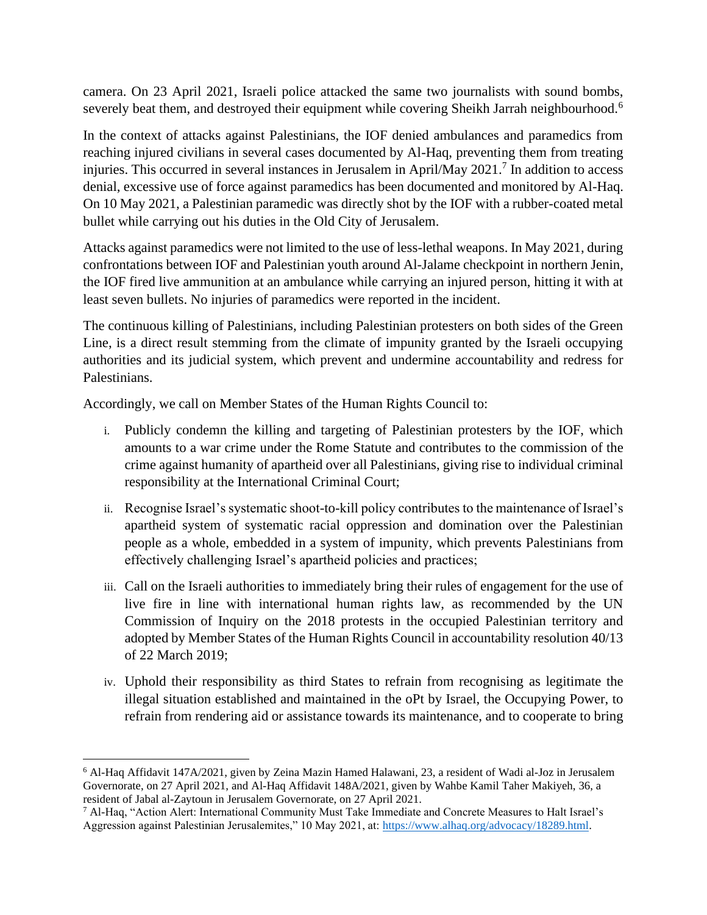camera. On 23 April 2021, Israeli police attacked the same two journalists with sound bombs, severely beat them, and destroyed their equipment while covering Sheikh Jarrah neighbourhood.[6]

In the context of attacks against Palestinians, the IOF denied ambulances and paramedics from reaching injured civilians in several cases documented by Al-Haq, preventing them from treating injuries. This occurred in several instances in Jerusalem in April/May 2021.[7] In addition to access denial, excessive use of force against paramedics has been documented and monitored by Al-Haq. On 10 May 2021, a Palestinian paramedic was directly shot by the IOF with a rubber-coated metal bullet while carrying out his duties in the Old City of Jerusalem.

Attacks against paramedics were not limited to the use of less-lethal weapons. In May 2021, during confrontations between IOF and Palestinian youth around Al-Jalame checkpoint in northern Jenin, the IOF fired live ammunition at an ambulance while carrying an injured person, hitting it with at least seven bullets. No injuries of paramedics were reported in the incident.

The continuous killing of Palestinians, including Palestinian protesters on both sides of the Green Line, is a direct result stemming from the climate of impunity granted by the Israeli occupying authorities and its judicial system, which prevent and undermine accountability and redress for Palestinians.

Accordingly, we call on Member States of the Human Rights Council to:

i. Publicly condemn the killing and targeting of Palestinian protesters by the IOF, which amounts to a war crime under the Rome Statute and contributes to the commission of the crime against humanity of apartheid over all Palestinians, giving rise to individual criminal responsibility at the International Criminal Court;

ii. Recognise Israel's systematic shoot-to-kill policy contributes to the maintenance of Israel's apartheid system of systematic racial oppression and domination over the Palestinian people as a whole, embedded in a system of impunity, which prevents Palestinians from effectively challenging Israel's apartheid policies and practices;

iii. Call on the Israeli authorities to immediately bring their rules of engagement for the use of live fire in line with international human rights law, as recommended by the UN Commission of Inquiry on the 2018 protests in the occupied Palestinian territory and adopted by Member States of the Human Rights Council in accountability resolution 40/13 of 22 March 2019;

iv. Uphold their responsibility as third States to refrain from recognising as legitimate the illegal situation established and maintained in the oPt by Israel, the Occupying Power, to refrain from rendering aid or assistance towards its maintenance, and to cooperate to bring

---

[6] Al-Haq Affidavit 147A/2021, given by Zeina Mazin Hamed Halawani, 23, a resident of Wadi al-Joz in Jerusalem Governorate, on 27 April 2021, and Al-Haq Affidavit 148A/2021, given by Wahbe Kamil Taher Makiyeh, 36, a resident of Jabal al-Zaytoun in Jerusalem Governorate, on 27 April 2021.

[7] Al-Haq, "Action Alert: International Community Must Take Immediate and Concrete Measures to Halt Israel's Aggression against Palestinian Jerusalemites," 10 May 2021, at: https://www.alhaq.org/advocacy/18289.html.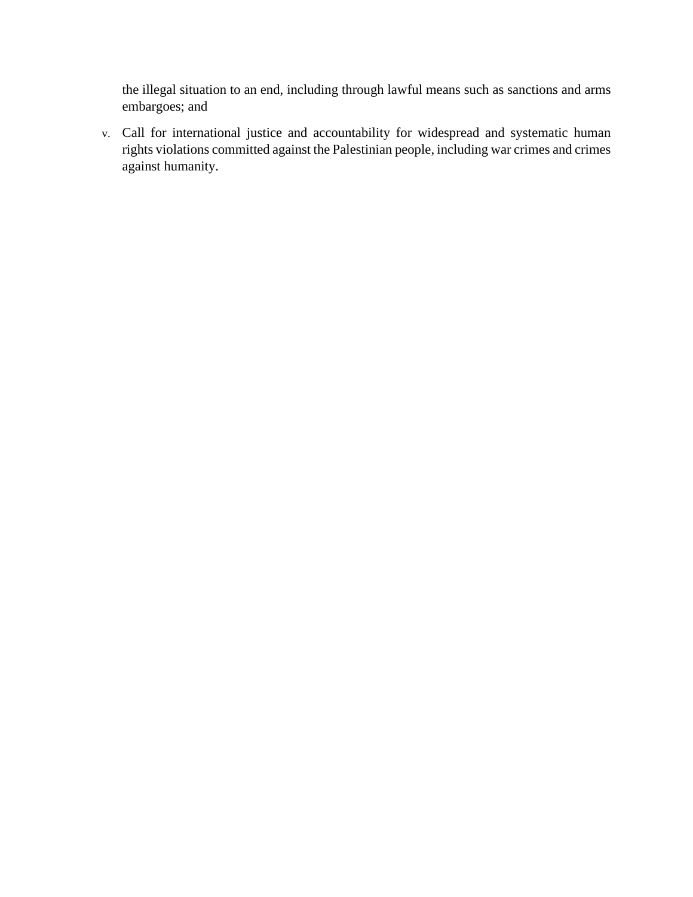the illegal situation to an end, including through lawful means such as sanctions and arms embargoes; and

v. Call for international justice and accountability for widespread and systematic human rights violations committed against the Palestinian people, including war crimes and crimes against humanity.